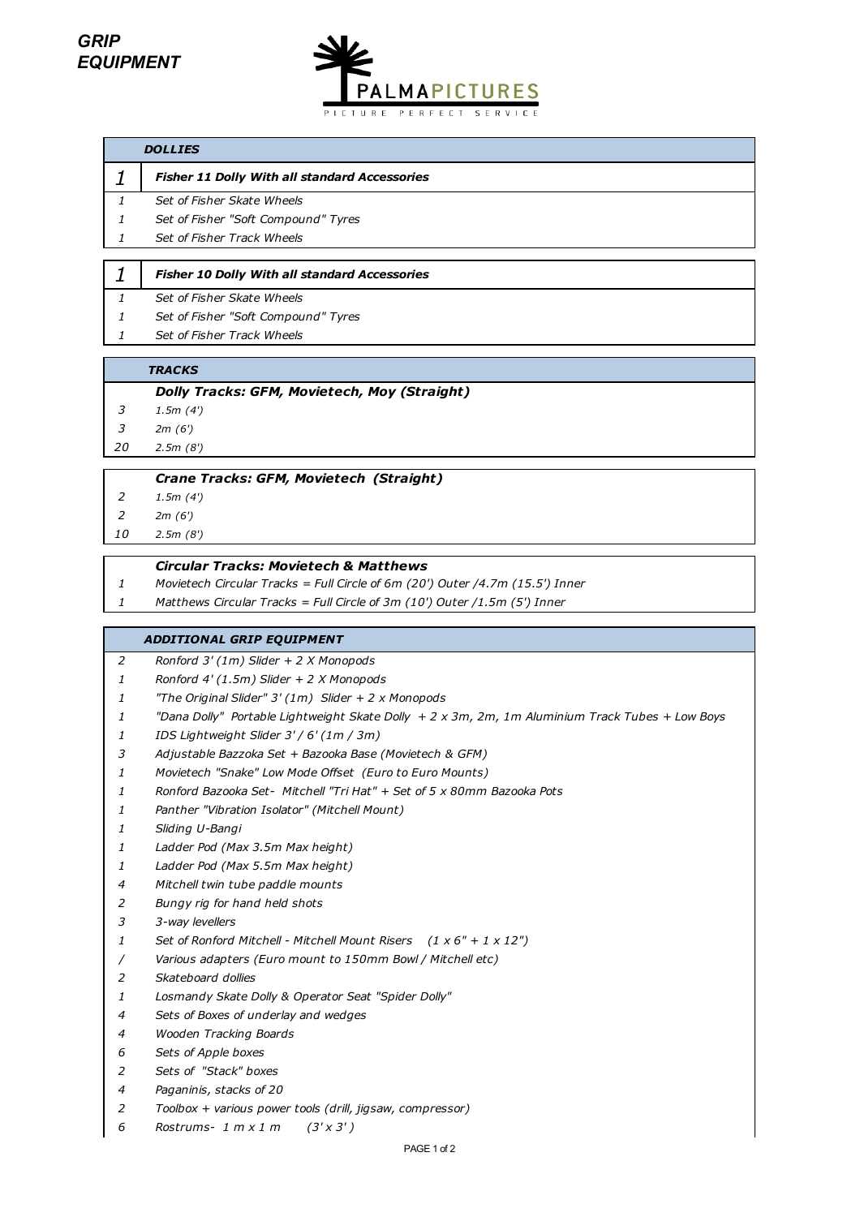# GRIP EQUIPMENT

PALMAPICTURES
PICTURE PERFECT SERVICE

## DOLLIES

| Qty | Item |
|---|---|
| **1** | **Fisher 11 Dolly With all standard Accessories** |
| 1 | Set of Fisher Skate Wheels |
| 1 | Set of Fisher "Soft Compound" Tyres |
| 1 | Set of Fisher Track Wheels |

| Qty | Item |
|---|---|
| **1** | **Fisher 10 Dolly With all standard Accessories** |
| 1 | Set of Fisher Skate Wheels |
| 1 | Set of Fisher "Soft Compound" Tyres |
| 1 | Set of Fisher Track Wheels |

## TRACKS

### Dolly Tracks: GFM, Movietech, Moy (Straight)

| Qty | Item |
|---|---|
| 3 | 1.5m (4') |
| 3 | 2m (6') |
| 20 | 2.5m (8') |

### Crane Tracks: GFM, Movietech (Straight)

| Qty | Item |
|---|---|
| 2 | 1.5m (4') |
| 2 | 2m (6') |
| 10 | 2.5m (8') |

### Circular Tracks: Movietech & Matthews

| Qty | Item |
|---|---|
| 1 | Movietech Circular Tracks = Full Circle of 6m (20') Outer /4.7m (15.5') Inner |
| 1 | Matthews Circular Tracks = Full Circle of 3m (10') Outer /1.5m (5') Inner |

## ADDITIONAL GRIP EQUIPMENT

| Qty | Item |
|---|---|
| 2 | Ronford 3' (1m) Slider + 2 X Monopods |
| 1 | Ronford 4' (1.5m) Slider + 2 X Monopods |
| 1 | "The Original Slider" 3' (1m) Slider + 2 x Monopods |
| 1 | "Dana Dolly" Portable Lightweight Skate Dolly + 2 x 3m, 2m, 1m Aluminium Track Tubes + Low Boys |
| 1 | IDS Lightweight Slider 3' / 6' (1m / 3m) |
| 3 | Adjustable Bazzoka Set + Bazooka Base (Movietech & GFM) |
| 1 | Movietech "Snake" Low Mode Offset (Euro to Euro Mounts) |
| 1 | Ronford Bazooka Set- Mitchell "Tri Hat" + Set of 5 x 80mm Bazooka Pots |
| 1 | Panther "Vibration Isolator" (Mitchell Mount) |
| 1 | Sliding U-Bangi |
| 1 | Ladder Pod (Max 3.5m Max height) |
| 1 | Ladder Pod (Max 5.5m Max height) |
| 4 | Mitchell twin tube paddle mounts |
| 2 | Bungy rig for hand held shots |
| 3 | 3-way levellers |
| 1 | Set of Ronford Mitchell - Mitchell Mount Risers (1 x 6" + 1 x 12") |
| / | Various adapters (Euro mount to 150mm Bowl / Mitchell etc) |
| 2 | Skateboard dollies |
| 1 | Losmandy Skate Dolly & Operator Seat "Spider Dolly" |
| 4 | Sets of Boxes of underlay and wedges |
| 4 | Wooden Tracking Boards |
| 6 | Sets of Apple boxes |
| 2 | Sets of "Stack" boxes |
| 4 | Paganinis, stacks of 20 |
| 2 | Toolbox + various power tools (drill, jigsaw, compressor) |
| 6 | Rostrums- 1 m x 1 m (3' x 3' ) |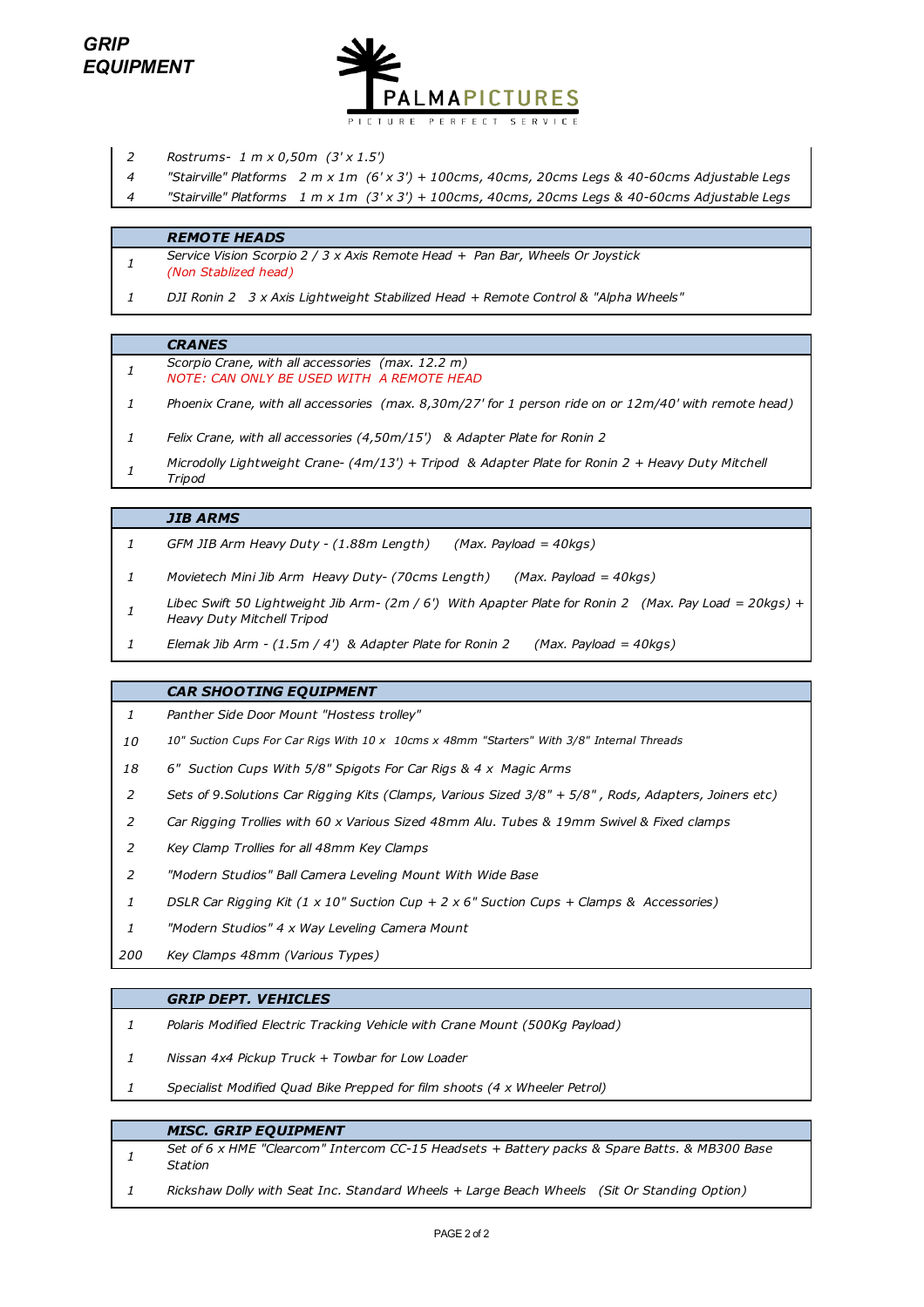# GRIP EQUIPMENT

PALMAPICTURES
PICTURE PERFECT SERVICE

| | |
|---|---|
| 2 | *Rostrums- 1 m x 0,50m (3' x 1.5')* |
| 4 | *"Stairville" Platforms 2 m x 1m (6' x 3') + 100cms, 40cms, 20cms Legs & 40-60cms Adjustable Legs* |
| 4 | *"Stairville" Platforms 1 m x 1m (3' x 3') + 100cms, 40cms, 20cms Legs & 40-60cms Adjustable Legs* |

| | ***REMOTE HEADS*** |
|---|---|
| 1 | *Service Vision Scorpio 2 / 3 x Axis Remote Head + Pan Bar, Wheels Or Joystick (Non Stablized head)* |
| 1 | *DJI Ronin 2 3 x Axis Lightweight Stabilized Head + Remote Control & "Alpha Wheels"* |

| | ***CRANES*** |
|---|---|
| 1 | *Scorpio Crane, with all accessories (max. 12.2 m) NOTE: CAN ONLY BE USED WITH A REMOTE HEAD* |
| 1 | *Phoenix Crane, with all accessories (max. 8,30m/27' for 1 person ride on or 12m/40' with remote head)* |
| 1 | *Felix Crane, with all accessories (4,50m/15') & Adapter Plate for Ronin 2* |
| 1 | *Microdolly Lightweight Crane- (4m/13') + Tripod & Adapter Plate for Ronin 2 + Heavy Duty Mitchell Tripod* |

| | ***JIB ARMS*** |
|---|---|
| 1 | *GFM JIB Arm Heavy Duty - (1.88m Length) (Max. Payload = 40kgs)* |
| 1 | *Movietech Mini Jib Arm Heavy Duty- (70cms Length) (Max. Payload = 40kgs)* |
| 1 | *Libec Swift 50 Lightweight Jib Arm- (2m / 6') With Apapter Plate for Ronin 2 (Max. Pay Load = 20kgs) + Heavy Duty Mitchell Tripod* |
| 1 | *Elemak Jib Arm - (1.5m / 4') & Adapter Plate for Ronin 2 (Max. Payload = 40kgs)* |

| | ***CAR SHOOTING EQUIPMENT*** |
|---|---|
| 1 | *Panther Side Door Mount "Hostess trolley"* |
| 10 | *10" Suction Cups For Car Rigs With 10 x 10cms x 48mm "Starters" With 3/8" Internal Threads* |
| 18 | *6" Suction Cups With 5/8" Spigots For Car Rigs & 4 x Magic Arms* |
| 2 | *Sets of 9.Solutions Car Rigging Kits (Clamps, Various Sized 3/8" + 5/8" , Rods, Adapters, Joiners etc)* |
| 2 | *Car Rigging Trollies with 60 x Various Sized 48mm Alu. Tubes & 19mm Swivel & Fixed clamps* |
| 2 | *Key Clamp Trollies for all 48mm Key Clamps* |
| 2 | *"Modern Studios" Ball Camera Leveling Mount With Wide Base* |
| 1 | *DSLR Car Rigging Kit (1 x 10" Suction Cup + 2 x 6" Suction Cups + Clamps & Accessories)* |
| 1 | *"Modern Studios" 4 x Way Leveling Camera Mount* |
| 200 | *Key Clamps 48mm (Various Types)* |

| | ***GRIP DEPT. VEHICLES*** |
|---|---|
| 1 | *Polaris Modified Electric Tracking Vehicle with Crane Mount (500Kg Payload)* |
| 1 | *Nissan 4x4 Pickup Truck + Towbar for Low Loader* |
| 1 | *Specialist Modified Quad Bike Prepped for film shoots (4 x Wheeler Petrol)* |

| | ***MISC. GRIP EQUIPMENT*** |
|---|---|
| 1 | *Set of 6 x HME "Clearcom" Intercom CC-15 Headsets + Battery packs & Spare Batts. & MB300 Base Station* |
| 1 | *Rickshaw Dolly with Seat Inc. Standard Wheels + Large Beach Wheels (Sit Or Standing Option)* |